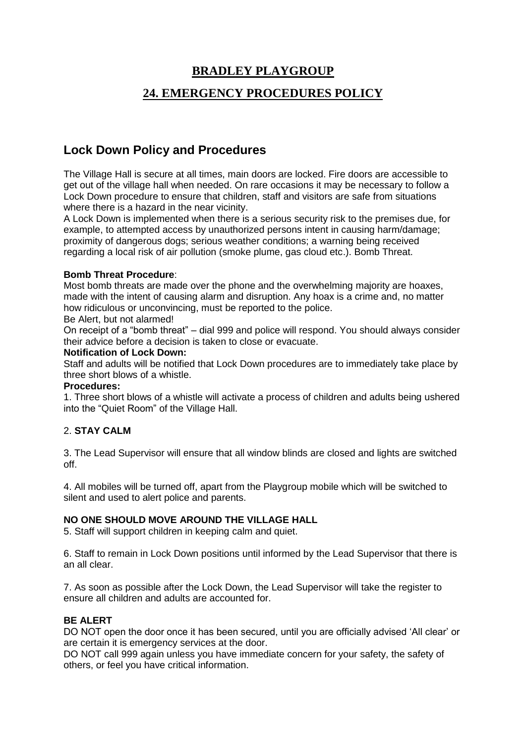# BRADLEY PLAYGROUP

## 24. EMERGENCY PROCEDURES POLICY

## Lock Down Policy and Procedures

The Village Hall is secure at all times, main doors are locked. Fire doors are accessible to get out of the village hall when needed. On rare occasions it may be necessary to follow a Lock Down procedure to ensure that children, staff and visitors are safe from situations where there is a hazard in the near vicinity.
A Lock Down is implemented when there is a serious security risk to the premises due, for example, to attempted access by unauthorized persons intent in causing harm/damage; proximity of dangerous dogs; serious weather conditions; a warning being received regarding a local risk of air pollution (smoke plume, gas cloud etc.). Bomb Threat.

**Bomb Threat Procedure**:
Most bomb threats are made over the phone and the overwhelming majority are hoaxes, made with the intent of causing alarm and disruption. Any hoax is a crime and, no matter how ridiculous or unconvincing, must be reported to the police.
Be Alert, but not alarmed!
On receipt of a "bomb threat" – dial 999 and police will respond. You should always consider their advice before a decision is taken to close or evacuate.

**Notification of Lock Down:**
Staff and adults will be notified that Lock Down procedures are to immediately take place by three short blows of a whistle.

**Procedures:**

1. Three short blows of a whistle will activate a process of children and adults being ushered into the "Quiet Room" of the Village Hall.

2. **STAY CALM**

3. The Lead Supervisor will ensure that all window blinds are closed and lights are switched off.

4. All mobiles will be turned off, apart from the Playgroup mobile which will be switched to silent and used to alert police and parents.

**NO ONE SHOULD MOVE AROUND THE VILLAGE HALL**

5. Staff will support children in keeping calm and quiet.

6. Staff to remain in Lock Down positions until informed by the Lead Supervisor that there is an all clear.

7. As soon as possible after the Lock Down, the Lead Supervisor will take the register to ensure all children and adults are accounted for.

**BE ALERT**
DO NOT open the door once it has been secured, until you are officially advised 'All clear' or are certain it is emergency services at the door.
DO NOT call 999 again unless you have immediate concern for your safety, the safety of others, or feel you have critical information.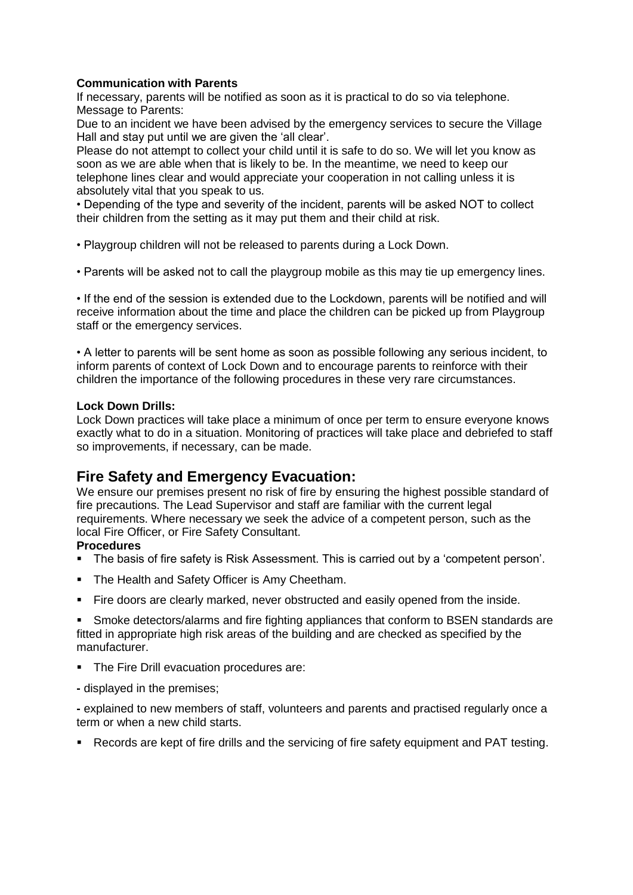**Communication with Parents**

If necessary, parents will be notified as soon as it is practical to do so via telephone.
Message to Parents:

Due to an incident we have been advised by the emergency services to secure the Village Hall and stay put until we are given the 'all clear'.

Please do not attempt to collect your child until it is safe to do so. We will let you know as soon as we are able when that is likely to be. In the meantime, we need to keep our telephone lines clear and would appreciate your cooperation in not calling unless it is absolutely vital that you speak to us.

• Depending of the type and severity of the incident, parents will be asked NOT to collect their children from the setting as it may put them and their child at risk.

• Playgroup children will not be released to parents during a Lock Down.

• Parents will be asked not to call the playgroup mobile as this may tie up emergency lines.

• If the end of the session is extended due to the Lockdown, parents will be notified and will receive information about the time and place the children can be picked up from Playgroup staff or the emergency services.

• A letter to parents will be sent home as soon as possible following any serious incident, to inform parents of context of Lock Down and to encourage parents to reinforce with their children the importance of the following procedures in these very rare circumstances.

**Lock Down Drills:**

Lock Down practices will take place a minimum of once per term to ensure everyone knows exactly what to do in a situation. Monitoring of practices will take place and debriefed to staff so improvements, if necessary, can be made.

## Fire Safety and Emergency Evacuation:

We ensure our premises present no risk of fire by ensuring the highest possible standard of fire precautions. The Lead Supervisor and staff are familiar with the current legal requirements. Where necessary we seek the advice of a competent person, such as the local Fire Officer, or Fire Safety Consultant.

**Procedures**

- The basis of fire safety is Risk Assessment. This is carried out by a 'competent person'.
- The Health and Safety Officer is Amy Cheetham.
- Fire doors are clearly marked, never obstructed and easily opened from the inside.
- Smoke detectors/alarms and fire fighting appliances that conform to BSEN standards are fitted in appropriate high risk areas of the building and are checked as specified by the manufacturer.
- The Fire Drill evacuation procedures are:

- displayed in the premises;

- explained to new members of staff, volunteers and parents and practised regularly once a term or when a new child starts.

- Records are kept of fire drills and the servicing of fire safety equipment and PAT testing.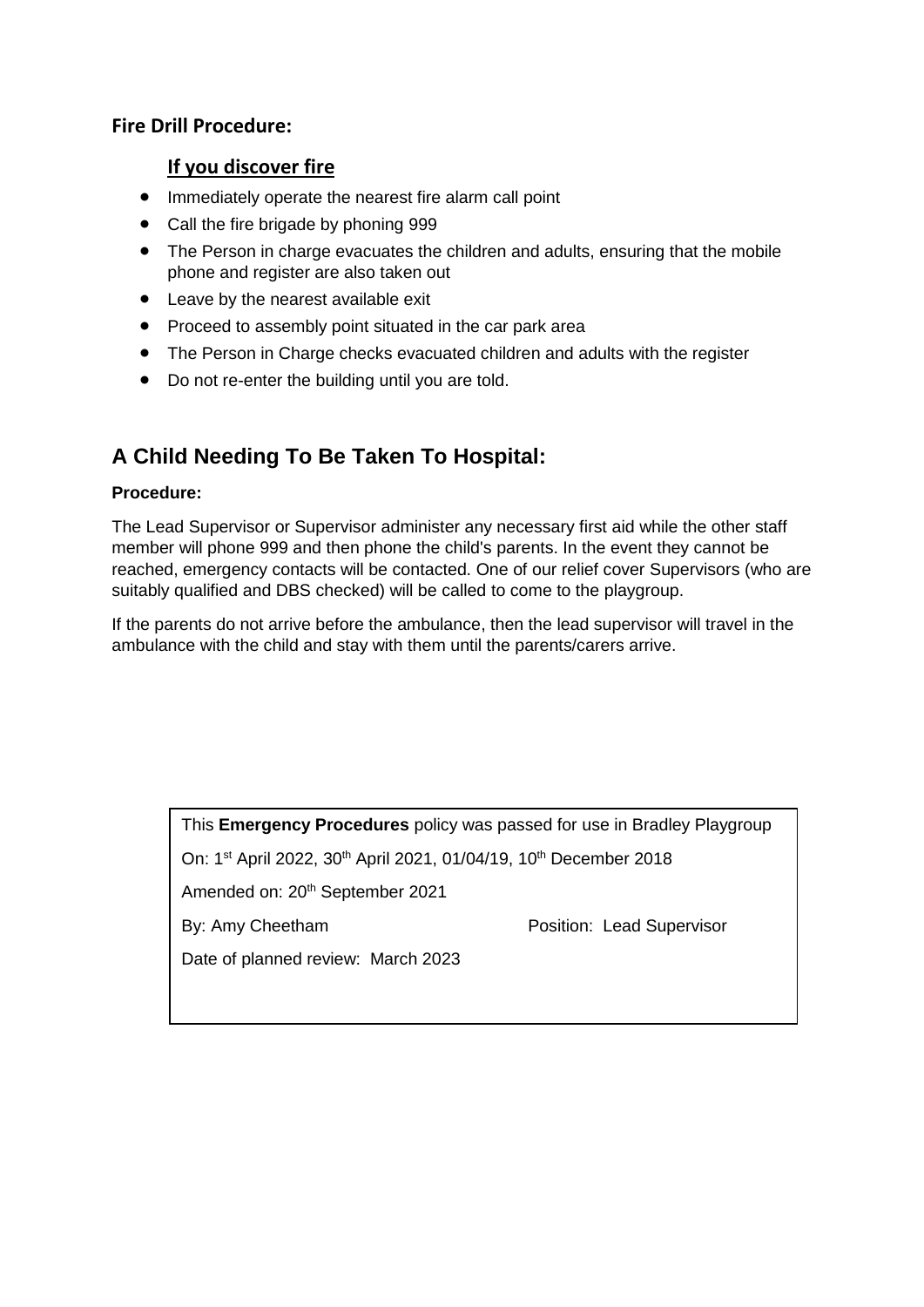## Fire Drill Procedure:

### If you discover fire

- Immediately operate the nearest fire alarm call point
- Call the fire brigade by phoning 999
- The Person in charge evacuates the children and adults, ensuring that the mobile phone and register are also taken out
- Leave by the nearest available exit
- Proceed to assembly point situated in the car park area
- The Person in Charge checks evacuated children and adults with the register
- Do not re-enter the building until you are told.

## A Child Needing To Be Taken To Hospital:

**Procedure:**

The Lead Supervisor or Supervisor administer any necessary first aid while the other staff member will phone 999 and then phone the child's parents. In the event they cannot be reached, emergency contacts will be contacted. One of our relief cover Supervisors (who are suitably qualified and DBS checked) will be called to come to the playgroup.

If the parents do not arrive before the ambulance, then the lead supervisor will travel in the ambulance with the child and stay with them until the parents/carers arrive.

This **Emergency Procedures** policy was passed for use in Bradley Playgroup

On: 1st April 2022, 30th April 2021, 01/04/19, 10th December 2018

Amended on: 20th September 2021

By: Amy Cheetham Position: Lead Supervisor

Date of planned review: March 2023